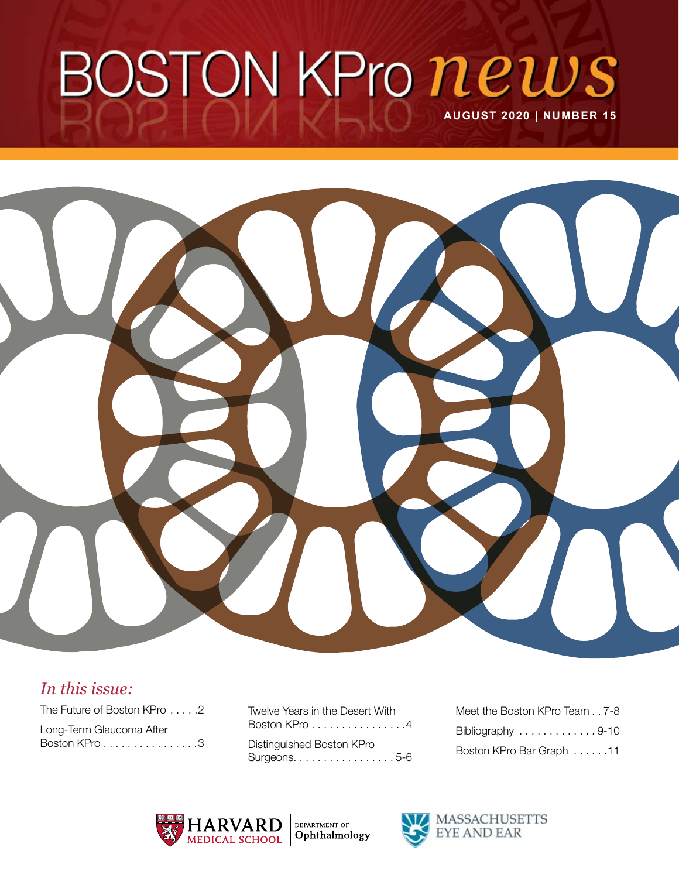# BOSTON KPro *news*

**AUGUST 2020 | NUMBER 15**

## *In this issue:*

The Future of Boston KPro . . . . .2

Long-Term Glaucoma After Boston KPro . . . . . . . . . . . . . . . .3

Twelve Years in the Desert With Boston KPro . . . . . . . . . . . . . . . .4

Distinguished Boston KPro Surgeons. . . . . . . . . . . . . . . . . .5-6

Meet the Boston KPro Team . . 7-8

Bibliography . . . . . . . . . . . . . 9-10

Boston KPro Bar Graph . . . . . .11

HARVARD MEDICAL SCHOOL | DEPARTMENT OF Ophthalmology

MASSACHUSETTS EYE AND EAR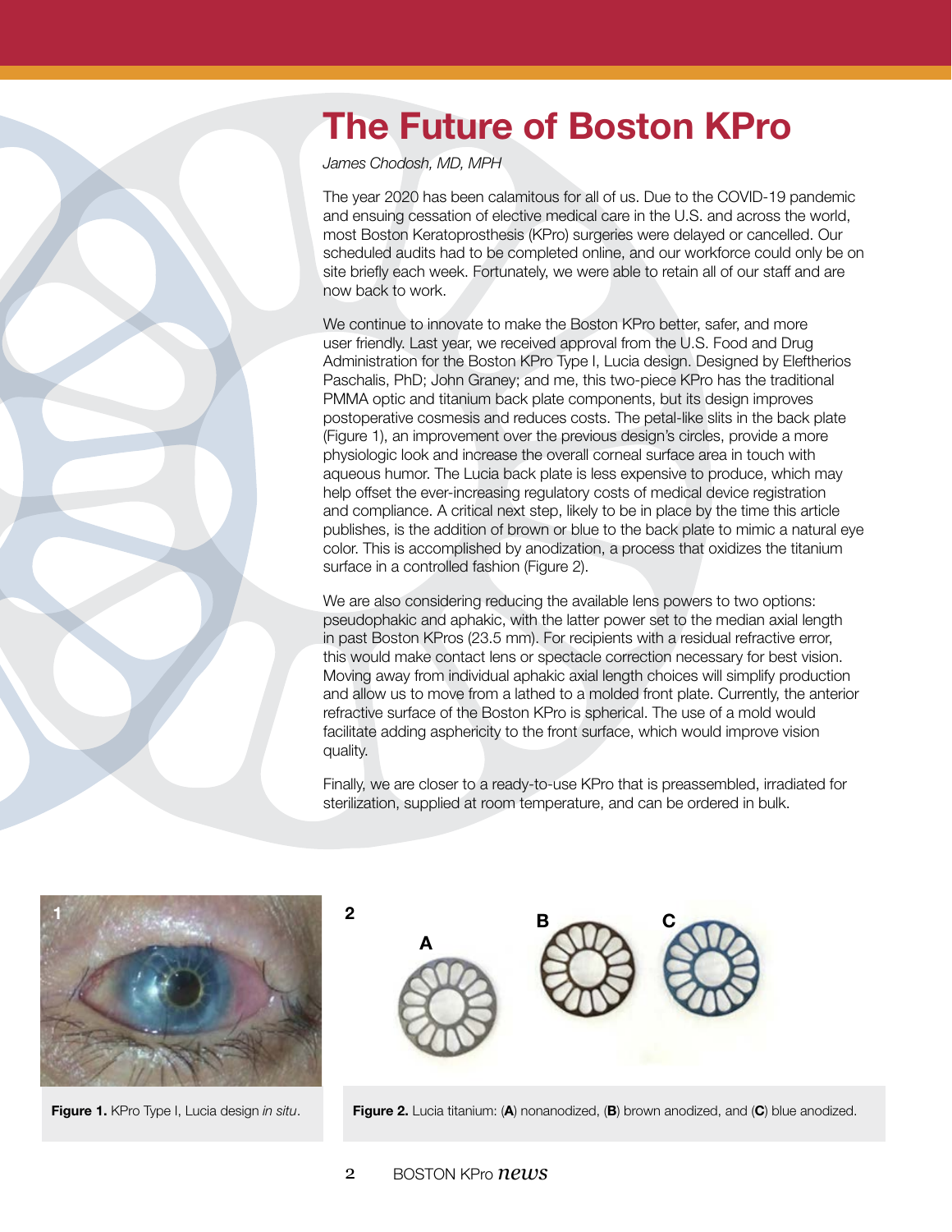# The Future of Boston KPro

*James Chodosh, MD, MPH*

The year 2020 has been calamitous for all of us. Due to the COVID-19 pandemic and ensuing cessation of elective medical care in the U.S. and across the world, most Boston Keratoprosthesis (KPro) surgeries were delayed or cancelled. Our scheduled audits had to be completed online, and our workforce could only be on site briefly each week. Fortunately, we were able to retain all of our staff and are now back to work.

We continue to innovate to make the Boston KPro better, safer, and more user friendly. Last year, we received approval from the U.S. Food and Drug Administration for the Boston KPro Type I, Lucia design. Designed by Eleftherios Paschalis, PhD; John Graney; and me, this two-piece KPro has the traditional PMMA optic and titanium back plate components, but its design improves postoperative cosmesis and reduces costs. The petal-like slits in the back plate (Figure 1), an improvement over the previous design's circles, provide a more physiologic look and increase the overall corneal surface area in touch with aqueous humor. The Lucia back plate is less expensive to produce, which may help offset the ever-increasing regulatory costs of medical device registration and compliance. A critical next step, likely to be in place by the time this article publishes, is the addition of brown or blue to the back plate to mimic a natural eye color. This is accomplished by anodization, a process that oxidizes the titanium surface in a controlled fashion (Figure 2).

We are also considering reducing the available lens powers to two options: pseudophakic and aphakic, with the latter power set to the median axial length in past Boston KPros (23.5 mm). For recipients with a residual refractive error, this would make contact lens or spectacle correction necessary for best vision. Moving away from individual aphakic axial length choices will simplify production and allow us to move from a lathed to a molded front plate. Currently, the anterior refractive surface of the Boston KPro is spherical. The use of a mold would facilitate adding asphericity to the front surface, which would improve vision quality.

Finally, we are closer to a ready-to-use KPro that is preassembled, irradiated for sterilization, supplied at room temperature, and can be ordered in bulk.

**Figure 1.** KPro Type I, Lucia design *in situ*.

**Figure 2.** Lucia titanium: (**A**) nonanodized, (**B**) brown anodized, and (**C**) blue anodized.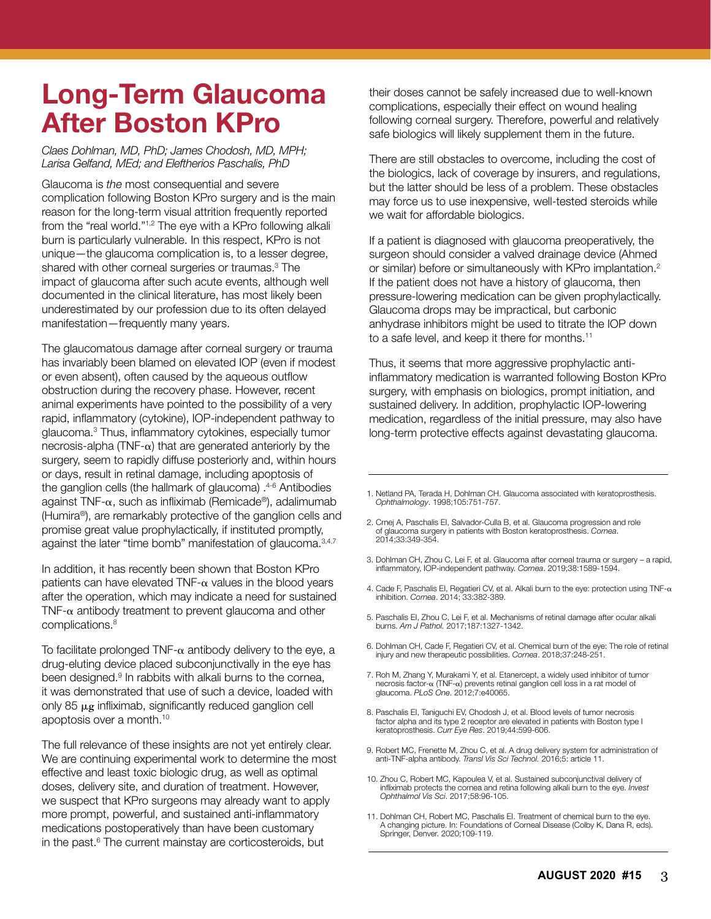# Long-Term Glaucoma After Boston KPro

*Claes Dohlman, MD, PhD; James Chodosh, MD, MPH; Larisa Gelfand, MEd; and Eleftherios Paschalis, PhD*

Glaucoma is *the* most consequential and severe complication following Boston KPro surgery and is the main reason for the long-term visual attrition frequently reported from the "real world."[1,2] The eye with a KPro following alkali burn is particularly vulnerable. In this respect, KPro is not unique—the glaucoma complication is, to a lesser degree, shared with other corneal surgeries or traumas.[3] The impact of glaucoma after such acute events, although well documented in the clinical literature, has most likely been underestimated by our profession due to its often delayed manifestation—frequently many years.

The glaucomatous damage after corneal surgery or trauma has invariably been blamed on elevated IOP (even if modest or even absent), often caused by the aqueous outflow obstruction during the recovery phase. However, recent animal experiments have pointed to the possibility of a very rapid, inflammatory (cytokine), IOP-independent pathway to glaucoma.[3] Thus, inflammatory cytokines, especially tumor necrosis-alpha (TNF-$\alpha$) that are generated anteriorly by the surgery, seem to rapidly diffuse posteriorly and, within hours or days, result in retinal damage, including apoptosis of the ganglion cells (the hallmark of glaucoma) .[4-6] Antibodies against TNF-$\alpha$, such as infliximab (Remicade®), adalimumab (Humira®), are remarkably protective of the ganglion cells and promise great value prophylactically, if instituted promptly, against the later "time bomb" manifestation of glaucoma.[3,4,7]

In addition, it has recently been shown that Boston KPro patients can have elevated TNF-$\alpha$ values in the blood years after the operation, which may indicate a need for sustained TNF-$\alpha$ antibody treatment to prevent glaucoma and other complications.[8]

To facilitate prolonged TNF-$\alpha$ antibody delivery to the eye, a drug-eluting device placed subconjunctivally in the eye has been designed.[9] In rabbits with alkali burns to the cornea, it was demonstrated that use of such a device, loaded with only 85 $\mu g$ infliximab, significantly reduced ganglion cell apoptosis over a month.[10]

The full relevance of these insights are not yet entirely clear. We are continuing experimental work to determine the most effective and least toxic biologic drug, as well as optimal doses, delivery site, and duration of treatment. However, we suspect that KPro surgeons may already want to apply more prompt, powerful, and sustained anti-inflammatory medications postoperatively than have been customary in the past.[6] The current mainstay are corticosteroids, but their doses cannot be safely increased due to well-known complications, especially their effect on wound healing following corneal surgery. Therefore, powerful and relatively safe biologics will likely supplement them in the future.

There are still obstacles to overcome, including the cost of the biologics, lack of coverage by insurers, and regulations, but the latter should be less of a problem. These obstacles may force us to use inexpensive, well-tested steroids while we wait for affordable biologics.

If a patient is diagnosed with glaucoma preoperatively, the surgeon should consider a valved drainage device (Ahmed or similar) before or simultaneously with KPro implantation.[2] If the patient does not have a history of glaucoma, then pressure-lowering medication can be given prophylactically. Glaucoma drops may be impractical, but carbonic anhydrase inhibitors might be used to titrate the IOP down to a safe level, and keep it there for months.[11]

Thus, it seems that more aggressive prophylactic anti-inflammatory medication is warranted following Boston KPro surgery, with emphasis on biologics, prompt initiation, and sustained delivery. In addition, prophylactic IOP-lowering medication, regardless of the initial pressure, may also have long-term protective effects against devastating glaucoma.

---

1. Netland PA, Terada H, Dohlman CH. Glaucoma associated with keratoprosthesis. *Ophthalmology*. 1998;105:751-757.
2. Crnej A, Paschalis EI, Salvador-Culla B, et al. Glaucoma progression and role of glaucoma surgery in patients with Boston keratoprosthesis. *Cornea*. 2014;33:349-354.
3. Dohlman CH, Zhou C, Lei F, et al. Glaucoma after corneal trauma or surgery – a rapid, inflammatory, IOP-independent pathway. *Cornea*. 2019;38:1589-1594.
4. Cade F, Paschalis EI, Regatieri CV, et al. Alkali burn to the eye: protection using TNF-$\alpha$ inhibition. *Cornea*. 2014; 33:382-389.
5. Paschalis EI, Zhou C, Lei F, et al. Mechanisms of retinal damage after ocular alkali burns. *Am J Pathol.* 2017;187:1327-1342.
6. Dohlman CH, Cade F, Regatieri CV, et al. Chemical burn of the eye: The role of retinal injury and new therapeutic possibilities. *Cornea*. 2018;37:248-251.
7. Roh M, Zhang Y, Murakami Y, et al. Etanercept, a widely used inhibitor of tumor necrosis factor-$\alpha$ (TNF-$\alpha$) prevents retinal ganglion cell loss in a rat model of glaucoma. *PLoS One*. 2012;7:e40065.
8. Paschalis EI, Taniguchi EV, Chodosh J, et al. Blood levels of tumor necrosis factor alpha and its type 2 receptor are elevated in patients with Boston type I keratoprosthesis. *Curr Eye Res*. 2019;44:599-606.
9. Robert MC, Frenette M, Zhou C, et al. A drug delivery system for administration of anti-TNF-alpha antibody. *Transl Vis Sci Technol.* 2016;5: article 11.
10. Zhou C, Robert MC, Kapoulea V, et al. Sustained subconjunctival delivery of infliximab protects the cornea and retina following alkali burn to the eye. *Invest Ophthalmol Vis Sci*. 2017;58:96-105.
11. Dohlman CH, Robert MC, Paschalis EI. Treatment of chemical burn to the eye. A changing picture. In: Foundations of Corneal Disease (Colby K, Dana R, eds). Springer, Denver. 2020;109-119.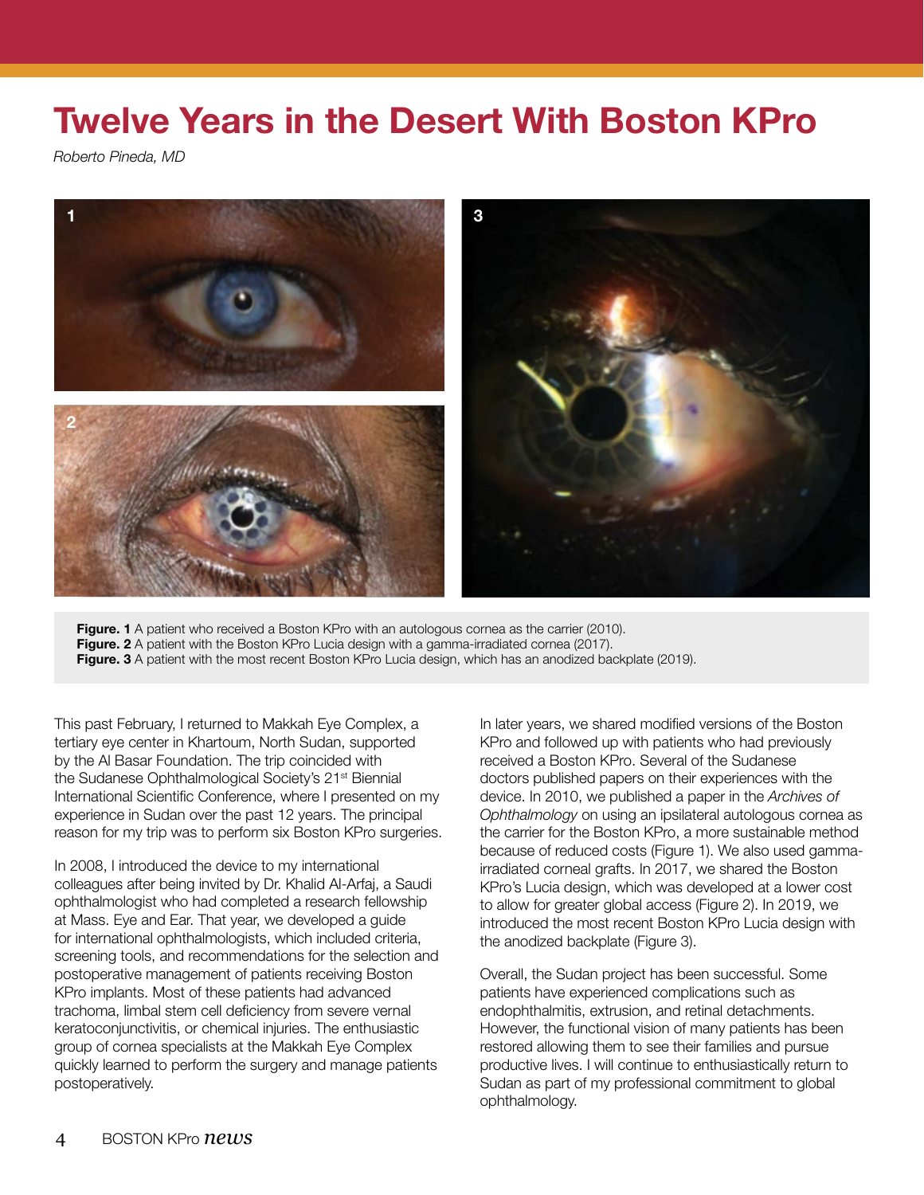# Twelve Years in the Desert With Boston KPro

*Roberto Pineda, MD*

**Figure. 1** A patient who received a Boston KPro with an autologous cornea as the carrier (2010).
**Figure. 2** A patient with the Boston KPro Lucia design with a gamma-irradiated cornea (2017).
**Figure. 3** A patient with the most recent Boston KPro Lucia design, which has an anodized backplate (2019).

This past February, I returned to Makkah Eye Complex, a tertiary eye center in Khartoum, North Sudan, supported by the Al Basar Foundation. The trip coincided with the Sudanese Ophthalmological Society's 21st Biennial International Scientific Conference, where I presented on my experience in Sudan over the past 12 years. The principal reason for my trip was to perform six Boston KPro surgeries.

In 2008, I introduced the device to my international colleagues after being invited by Dr. Khalid Al-Arfaj, a Saudi ophthalmologist who had completed a research fellowship at Mass. Eye and Ear. That year, we developed a guide for international ophthalmologists, which included criteria, screening tools, and recommendations for the selection and postoperative management of patients receiving Boston KPro implants. Most of these patients had advanced trachoma, limbal stem cell deficiency from severe vernal keratoconjunctivitis, or chemical injuries. The enthusiastic group of cornea specialists at the Makkah Eye Complex quickly learned to perform the surgery and manage patients postoperatively.

In later years, we shared modified versions of the Boston KPro and followed up with patients who had previously received a Boston KPro. Several of the Sudanese doctors published papers on their experiences with the device. In 2010, we published a paper in the *Archives of Ophthalmology* on using an ipsilateral autologous cornea as the carrier for the Boston KPro, a more sustainable method because of reduced costs (Figure 1). We also used gamma-irradiated corneal grafts. In 2017, we shared the Boston KPro's Lucia design, which was developed at a lower cost to allow for greater global access (Figure 2). In 2019, we introduced the most recent Boston KPro Lucia design with the anodized backplate (Figure 3).

Overall, the Sudan project has been successful. Some patients have experienced complications such as endophthalmitis, extrusion, and retinal detachments. However, the functional vision of many patients has been restored allowing them to see their families and pursue productive lives. I will continue to enthusiastically return to Sudan as part of my professional commitment to global ophthalmology.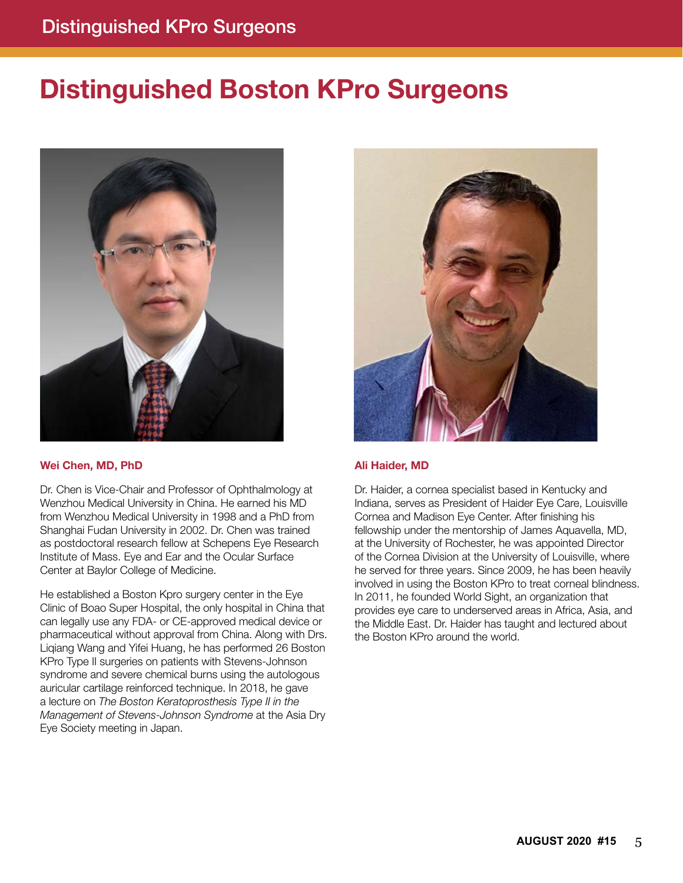# Distinguished Boston KPro Surgeons

**Wei Chen, MD, PhD**

Dr. Chen is Vice-Chair and Professor of Ophthalmology at Wenzhou Medical University in China. He earned his MD from Wenzhou Medical University in 1998 and a PhD from Shanghai Fudan University in 2002. Dr. Chen was trained as postdoctoral research fellow at Schepens Eye Research Institute of Mass. Eye and Ear and the Ocular Surface Center at Baylor College of Medicine.

He established a Boston Kpro surgery center in the Eye Clinic of Boao Super Hospital, the only hospital in China that can legally use any FDA- or CE-approved medical device or pharmaceutical without approval from China. Along with Drs. Liqiang Wang and Yifei Huang, he has performed 26 Boston KPro Type II surgeries on patients with Stevens-Johnson syndrome and severe chemical burns using the autologous auricular cartilage reinforced technique. In 2018, he gave a lecture on *The Boston Keratoprosthesis Type II in the Management of Stevens-Johnson Syndrome* at the Asia Dry Eye Society meeting in Japan.

**Ali Haider, MD**

Dr. Haider, a cornea specialist based in Kentucky and Indiana, serves as President of Haider Eye Care, Louisville Cornea and Madison Eye Center. After finishing his fellowship under the mentorship of James Aquavella, MD, at the University of Rochester, he was appointed Director of the Cornea Division at the University of Louisville, where he served for three years. Since 2009, he has been heavily involved in using the Boston KPro to treat corneal blindness. In 2011, he founded World Sight, an organization that provides eye care to underserved areas in Africa, Asia, and the Middle East. Dr. Haider has taught and lectured about the Boston KPro around the world.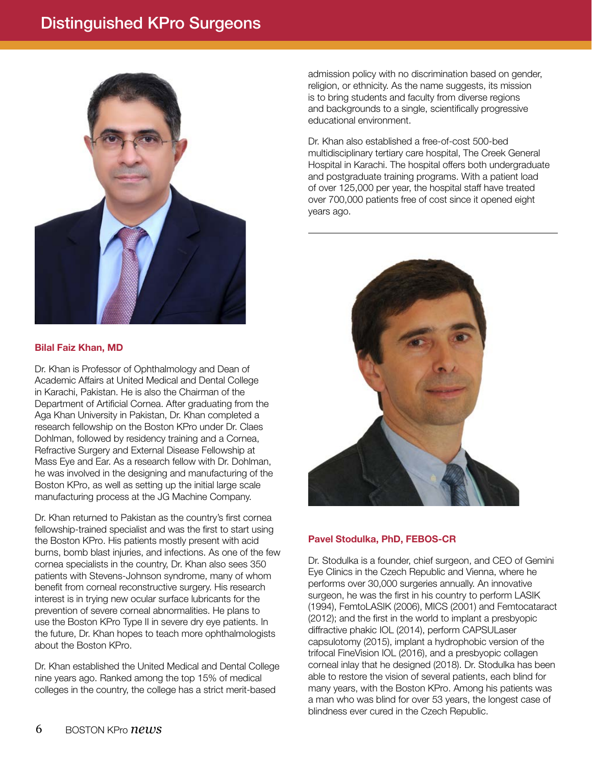# Distinguished KPro Surgeons

### Bilal Faiz Khan, MD

Dr. Khan is Professor of Ophthalmology and Dean of Academic Affairs at United Medical and Dental College in Karachi, Pakistan. He is also the Chairman of the Department of Artificial Cornea. After graduating from the Aga Khan University in Pakistan, Dr. Khan completed a research fellowship on the Boston KPro under Dr. Claes Dohlman, followed by residency training and a Cornea, Refractive Surgery and External Disease Fellowship at Mass Eye and Ear. As a research fellow with Dr. Dohlman, he was involved in the designing and manufacturing of the Boston KPro, as well as setting up the initial large scale manufacturing process at the JG Machine Company.

Dr. Khan returned to Pakistan as the country's first cornea fellowship-trained specialist and was the first to start using the Boston KPro. His patients mostly present with acid burns, bomb blast injuries, and infections. As one of the few cornea specialists in the country, Dr. Khan also sees 350 patients with Stevens-Johnson syndrome, many of whom benefit from corneal reconstructive surgery. His research interest is in trying new ocular surface lubricants for the prevention of severe corneal abnormalities. He plans to use the Boston KPro Type II in severe dry eye patients. In the future, Dr. Khan hopes to teach more ophthalmologists about the Boston KPro.

Dr. Khan established the United Medical and Dental College nine years ago. Ranked among the top 15% of medical colleges in the country, the college has a strict merit-based admission policy with no discrimination based on gender, religion, or ethnicity. As the name suggests, its mission is to bring students and faculty from diverse regions and backgrounds to a single, scientifically progressive educational environment.

Dr. Khan also established a free-of-cost 500-bed multidisciplinary tertiary care hospital, The Creek General Hospital in Karachi. The hospital offers both undergraduate and postgraduate training programs. With a patient load of over 125,000 per year, the hospital staff have treated over 700,000 patients free of cost since it opened eight years ago.

---

### Pavel Stodulka, PhD, FEBOS-CR

Dr. Stodulka is a founder, chief surgeon, and CEO of Gemini Eye Clinics in the Czech Republic and Vienna, where he performs over 30,000 surgeries annually. An innovative surgeon, he was the first in his country to perform LASIK (1994), FemtoLASIK (2006), MICS (2001) and Femtocataract (2012); and the first in the world to implant a presbyopic diffractive phakic IOL (2014), perform CAPSULaser capsulotomy (2015), implant a hydrophobic version of the trifocal FineVision IOL (2016), and a presbyopic collagen corneal inlay that he designed (2018). Dr. Stodulka has been able to restore the vision of several patients, each blind for many years, with the Boston KPro. Among his patients was a man who was blind for over 53 years, the longest case of blindness ever cured in the Czech Republic.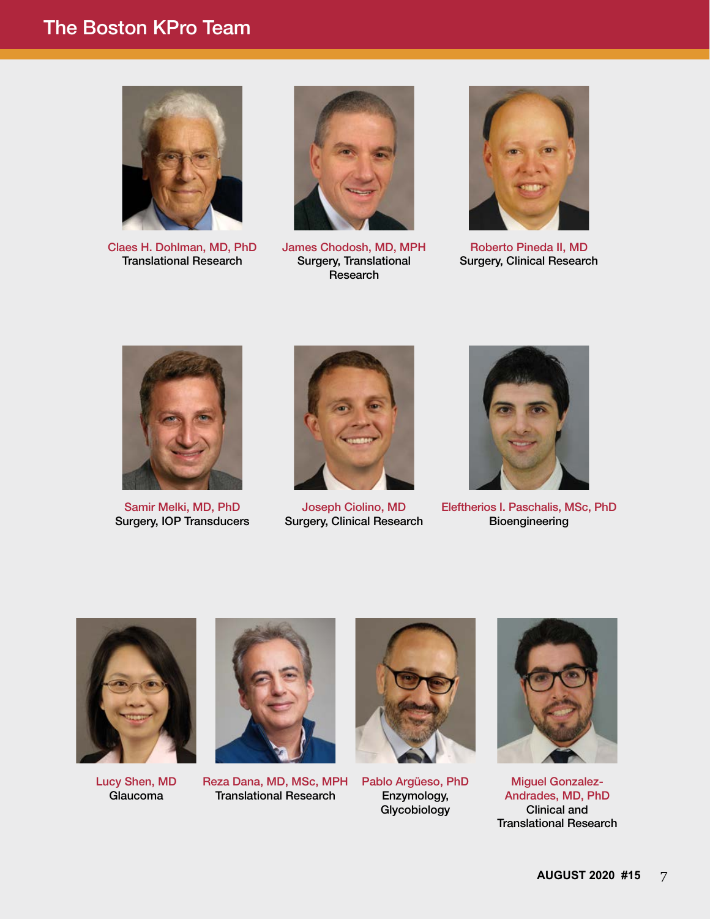# The Boston KPro Team

Claes H. Dohlman, MD, PhD
Translational Research

James Chodosh, MD, MPH
Surgery, Translational Research

Roberto Pineda II, MD
Surgery, Clinical Research

Samir Melki, MD, PhD
Surgery, IOP Transducers

Joseph Ciolino, MD
Surgery, Clinical Research

Eleftherios I. Paschalis, MSc, PhD
Bioengineering

Lucy Shen, MD
Glaucoma

Reza Dana, MD, MSc, MPH
Translational Research

Pablo Argüeso, PhD
Enzymology, Glycobiology

Miguel Gonzalez-Andrades, MD, PhD
Clinical and Translational Research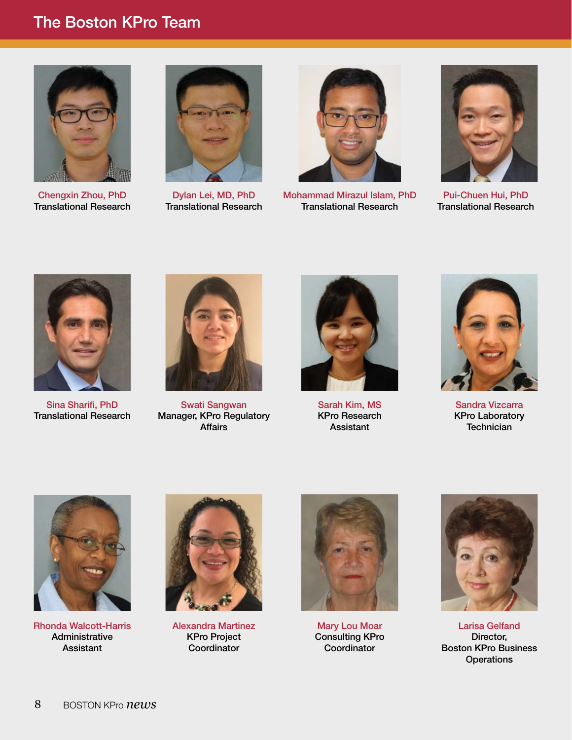# The Boston KPro Team

**Chengxin Zhou, PhD**
Translational Research

**Dylan Lei, MD, PhD**
Translational Research

**Mohammad Mirazul Islam, PhD**
Translational Research

**Pui-Chuen Hui, PhD**
Translational Research

**Sina Sharifi, PhD**
Translational Research

**Swati Sangwan**
Manager, KPro Regulatory Affairs

**Sarah Kim, MS**
KPro Research Assistant

**Sandra Vizcarra**
KPro Laboratory Technician

**Rhonda Walcott-Harris**
Administrative Assistant

**Alexandra Martinez**
KPro Project Coordinator

**Mary Lou Moar**
Consulting KPro Coordinator

**Larisa Gelfand**
Director, Boston KPro Business Operations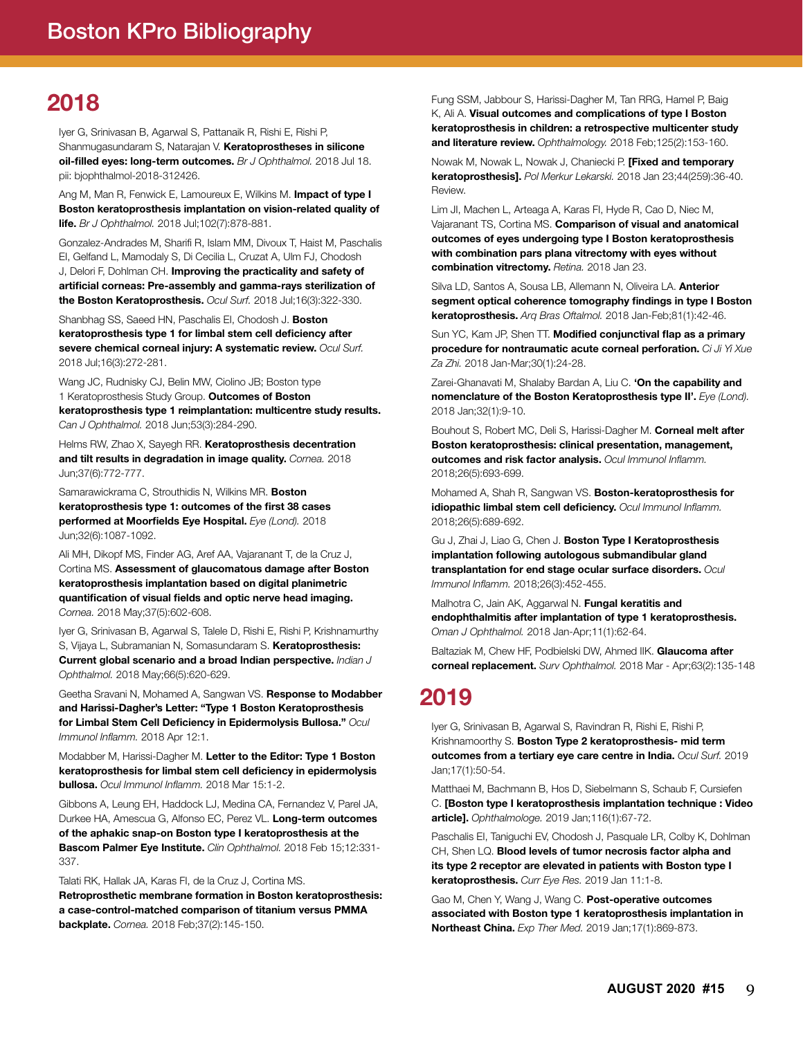# Boston KPro Bibliography

## 2018

Iyer G, Srinivasan B, Agarwal S, Pattanaik R, Rishi E, Rishi P, Shanmugasundaram S, Natarajan V. **Keratoprostheses in silicone oil-filled eyes: long-term outcomes.** *Br J Ophthalmol.* 2018 Jul 18. pii: bjophthalmol-2018-312426.

Ang M, Man R, Fenwick E, Lamoureux E, Wilkins M. **Impact of type I Boston keratoprosthesis implantation on vision-related quality of life.** *Br J Ophthalmol.* 2018 Jul;102(7):878-881.

Gonzalez-Andrades M, Sharifi R, Islam MM, Divoux T, Haist M, Paschalis EI, Gelfand L, Mamodaly S, Di Cecilia L, Cruzat A, Ulm FJ, Chodosh J, Delori F, Dohlman CH. **Improving the practicality and safety of artificial corneas: Pre-assembly and gamma-rays sterilization of the Boston Keratoprosthesis.** *Ocul Surf.* 2018 Jul;16(3):322-330.

Shanbhag SS, Saeed HN, Paschalis EI, Chodosh J. **Boston keratoprosthesis type 1 for limbal stem cell deficiency after severe chemical corneal injury: A systematic review.** *Ocul Surf.* 2018 Jul;16(3):272-281.

Wang JC, Rudnisky CJ, Belin MW, Ciolino JB; Boston type 1 Keratoprosthesis Study Group. **Outcomes of Boston keratoprosthesis type 1 reimplantation: multicentre study results.** *Can J Ophthalmol.* 2018 Jun;53(3):284-290.

Helms RW, Zhao X, Sayegh RR. **Keratoprosthesis decentration and tilt results in degradation in image quality.** *Cornea.* 2018 Jun;37(6):772-777.

Samarawickrama C, Strouthidis N, Wilkins MR. **Boston keratoprosthesis type 1: outcomes of the first 38 cases performed at Moorfields Eye Hospital.** *Eye (Lond).* 2018 Jun;32(6):1087-1092.

Ali MH, Dikopf MS, Finder AG, Aref AA, Vajaranant T, de la Cruz J, Cortina MS. **Assessment of glaucomatous damage after Boston keratoprosthesis implantation based on digital planimetric quantification of visual fields and optic nerve head imaging.** *Cornea.* 2018 May;37(5):602-608.

Iyer G, Srinivasan B, Agarwal S, Talele D, Rishi E, Rishi P, Krishnamurthy S, Vijaya L, Subramanian N, Somasundaram S. **Keratoprosthesis: Current global scenario and a broad Indian perspective.** *Indian J Ophthalmol.* 2018 May;66(5):620-629.

Geetha Sravani N, Mohamed A, Sangwan VS. **Response to Modabber and Harissi-Dagher's Letter: "Type 1 Boston Keratoprosthesis for Limbal Stem Cell Deficiency in Epidermolysis Bullosa."** *Ocul Immunol Inflamm.* 2018 Apr 12:1.

Modabber M, Harissi-Dagher M. **Letter to the Editor: Type 1 Boston keratoprosthesis for limbal stem cell deficiency in epidermolysis bullosa.** *Ocul Immunol Inflamm.* 2018 Mar 15:1-2.

Gibbons A, Leung EH, Haddock LJ, Medina CA, Fernandez V, Parel JA, Durkee HA, Amescua G, Alfonso EC, Perez VL. **Long-term outcomes of the aphakic snap-on Boston type I keratoprosthesis at the Bascom Palmer Eye Institute.** *Clin Ophthalmol.* 2018 Feb 15;12:331-337.

Talati RK, Hallak JA, Karas FI, de la Cruz J, Cortina MS. **Retroprosthetic membrane formation in Boston keratoprosthesis: a case-control-matched comparison of titanium versus PMMA backplate.** *Cornea.* 2018 Feb;37(2):145-150.

Fung SSM, Jabbour S, Harissi-Dagher M, Tan RRG, Hamel P, Baig K, Ali A. **Visual outcomes and complications of type I Boston keratoprosthesis in children: a retrospective multicenter study and literature review.** *Ophthalmology.* 2018 Feb;125(2):153-160.

Nowak M, Nowak L, Nowak J, Chaniecki P. **[Fixed and temporary keratoprosthesis].** *Pol Merkur Lekarski.* 2018 Jan 23;44(259):36-40. Review.

Lim JI, Machen L, Arteaga A, Karas FI, Hyde R, Cao D, Niec M, Vajaranant TS, Cortina MS. **Comparison of visual and anatomical outcomes of eyes undergoing type I Boston keratoprosthesis with combination pars plana vitrectomy with eyes without combination vitrectomy.** *Retina.* 2018 Jan 23.

Silva LD, Santos A, Sousa LB, Allemann N, Oliveira LA. **Anterior segment optical coherence tomography findings in type I Boston keratoprosthesis.** *Arq Bras Oftalmol.* 2018 Jan-Feb;81(1):42-46.

Sun YC, Kam JP, Shen TT. **Modified conjunctival flap as a primary procedure for nontraumatic acute corneal perforation.** *Ci Ji Yi Xue Za Zhi.* 2018 Jan-Mar;30(1):24-28.

Zarei-Ghanavati M, Shalaby Bardan A, Liu C. **'On the capability and nomenclature of the Boston Keratoprosthesis type II'.** *Eye (Lond).* 2018 Jan;32(1):9-10.

Bouhout S, Robert MC, Deli S, Harissi-Dagher M. **Corneal melt after Boston keratoprosthesis: clinical presentation, management, outcomes and risk factor analysis.** *Ocul Immunol Inflamm.* 2018;26(5):693-699.

Mohamed A, Shah R, Sangwan VS. **Boston-keratoprosthesis for idiopathic limbal stem cell deficiency.** *Ocul Immunol Inflamm.* 2018;26(5):689-692.

Gu J, Zhai J, Liao G, Chen J. **Boston Type I Keratoprosthesis implantation following autologous submandibular gland transplantation for end stage ocular surface disorders.** *Ocul Immunol Inflamm.* 2018;26(3):452-455.

Malhotra C, Jain AK, Aggarwal N. **Fungal keratitis and endophthalmitis after implantation of type 1 keratoprosthesis.** *Oman J Ophthalmol.* 2018 Jan-Apr;11(1):62-64.

Baltaziak M, Chew HF, Podbielski DW, Ahmed IIK. **Glaucoma after corneal replacement.** *Surv Ophthalmol.* 2018 Mar - Apr;63(2):135-148

## 2019

Iyer G, Srinivasan B, Agarwal S, Ravindran R, Rishi E, Rishi P, Krishnamoorthy S. **Boston Type 2 keratoprosthesis- mid term outcomes from a tertiary eye care centre in India.** *Ocul Surf.* 2019 Jan;17(1):50-54.

Matthaei M, Bachmann B, Hos D, Siebelmann S, Schaub F, Cursiefen C. **[Boston type I keratoprosthesis implantation technique : Video article].** *Ophthalmologe.* 2019 Jan;116(1):67-72.

Paschalis EI, Taniguchi EV, Chodosh J, Pasquale LR, Colby K, Dohlman CH, Shen LQ. **Blood levels of tumor necrosis factor alpha and its type 2 receptor are elevated in patients with Boston type I keratoprosthesis.** *Curr Eye Res.* 2019 Jan 11:1-8.

Gao M, Chen Y, Wang J, Wang C. **Post-operative outcomes associated with Boston type 1 keratoprosthesis implantation in Northeast China.** *Exp Ther Med.* 2019 Jan;17(1):869-873.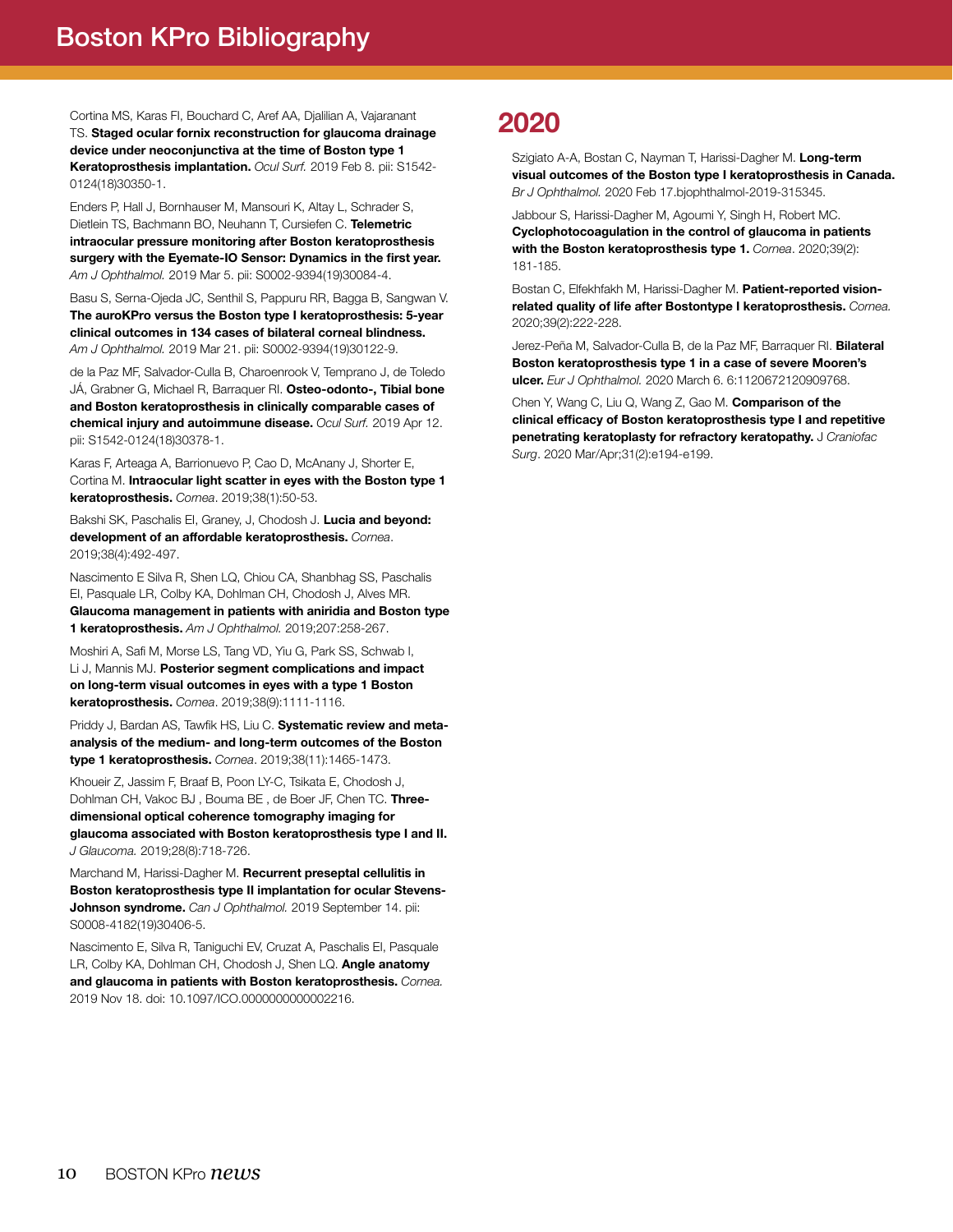# Boston KPro Bibliography

Cortina MS, Karas FI, Bouchard C, Aref AA, Djalilian A, Vajaranant TS. **Staged ocular fornix reconstruction for glaucoma drainage device under neoconjunctiva at the time of Boston type 1 Keratoprosthesis implantation.** *Ocul Surf.* 2019 Feb 8. pii: S1542-0124(18)30350-1.

Enders P, Hall J, Bornhauser M, Mansouri K, Altay L, Schrader S, Dietlein TS, Bachmann BO, Neuhann T, Cursiefen C. **Telemetric intraocular pressure monitoring after Boston keratoprosthesis surgery with the Eyemate-IO Sensor: Dynamics in the first year.** *Am J Ophthalmol.* 2019 Mar 5. pii: S0002-9394(19)30084-4.

Basu S, Serna-Ojeda JC, Senthil S, Pappuru RR, Bagga B, Sangwan V. **The auroKPro versus the Boston type I keratoprosthesis: 5-year clinical outcomes in 134 cases of bilateral corneal blindness.** *Am J Ophthalmol.* 2019 Mar 21. pii: S0002-9394(19)30122-9.

de la Paz MF, Salvador-Culla B, Charoenrook V, Temprano J, de Toledo JÁ, Grabner G, Michael R, Barraquer RI. **Osteo-odonto-, Tibial bone and Boston keratoprosthesis in clinically comparable cases of chemical injury and autoimmune disease.** *Ocul Surf.* 2019 Apr 12. pii: S1542-0124(18)30378-1.

Karas F, Arteaga A, Barrionuevo P, Cao D, McAnany J, Shorter E, Cortina M. **Intraocular light scatter in eyes with the Boston type 1 keratoprosthesis.** *Cornea*. 2019;38(1):50-53.

Bakshi SK, Paschalis EI, Graney, J, Chodosh J. **Lucia and beyond: development of an affordable keratoprosthesis.** *Cornea*. 2019;38(4):492-497.

Nascimento E Silva R, Shen LQ, Chiou CA, Shanbhag SS, Paschalis EI, Pasquale LR, Colby KA, Dohlman CH, Chodosh J, Alves MR. **Glaucoma management in patients with aniridia and Boston type 1 keratoprosthesis.** *Am J Ophthalmol.* 2019;207:258-267.

Moshiri A, Safi M, Morse LS, Tang VD, Yiu G, Park SS, Schwab I, Li J, Mannis MJ. **Posterior segment complications and impact on long-term visual outcomes in eyes with a type 1 Boston keratoprosthesis.** *Cornea*. 2019;38(9):1111-1116.

Priddy J, Bardan AS, Tawfik HS, Liu C. **Systematic review and meta-analysis of the medium- and long-term outcomes of the Boston type 1 keratoprosthesis.** *Cornea*. 2019;38(11):1465-1473.

Khoueir Z, Jassim F, Braaf B, Poon LY-C, Tsikata E, Chodosh J, Dohlman CH, Vakoc BJ , Bouma BE , de Boer JF, Chen TC. **Three-dimensional optical coherence tomography imaging for glaucoma associated with Boston keratoprosthesis type I and II.** *J Glaucoma.* 2019;28(8):718-726.

Marchand M, Harissi-Dagher M. **Recurrent preseptal cellulitis in Boston keratoprosthesis type II implantation for ocular Stevens-Johnson syndrome.** *Can J Ophthalmol.* 2019 September 14. pii: S0008-4182(19)30406-5.

Nascimento E, Silva R, Taniguchi EV, Cruzat A, Paschalis EI, Pasquale LR, Colby KA, Dohlman CH, Chodosh J, Shen LQ. **Angle anatomy and glaucoma in patients with Boston keratoprosthesis.** *Cornea.* 2019 Nov 18. doi: 10.1097/ICO.0000000000002216.

## 2020

Szigiato A-A, Bostan C, Nayman T, Harissi-Dagher M. **Long-term visual outcomes of the Boston type I keratoprosthesis in Canada.** *Br J Ophthalmol.* 2020 Feb 17.bjophthalmol-2019-315345.

Jabbour S, Harissi-Dagher M, Agoumi Y, Singh H, Robert MC. **Cyclophotocoagulation in the control of glaucoma in patients with the Boston keratoprosthesis type 1.** *Cornea*. 2020;39(2): 181-185.

Bostan C, Elfekhfakh M, Harissi-Dagher M. **Patient-reported vision-related quality of life after Bostontype I keratoprosthesis.** *Cornea.* 2020;39(2):222-228.

Jerez-Peña M, Salvador-Culla B, de la Paz MF, Barraquer RI. **Bilateral Boston keratoprosthesis type 1 in a case of severe Mooren's ulcer.** *Eur J Ophthalmol.* 2020 March 6. 6:1120672120909768.

Chen Y, Wang C, Liu Q, Wang Z, Gao M. **Comparison of the clinical efficacy of Boston keratoprosthesis type I and repetitive penetrating keratoplasty for refractory keratopathy.** J *Craniofac Surg*. 2020 Mar/Apr;31(2):e194-e199.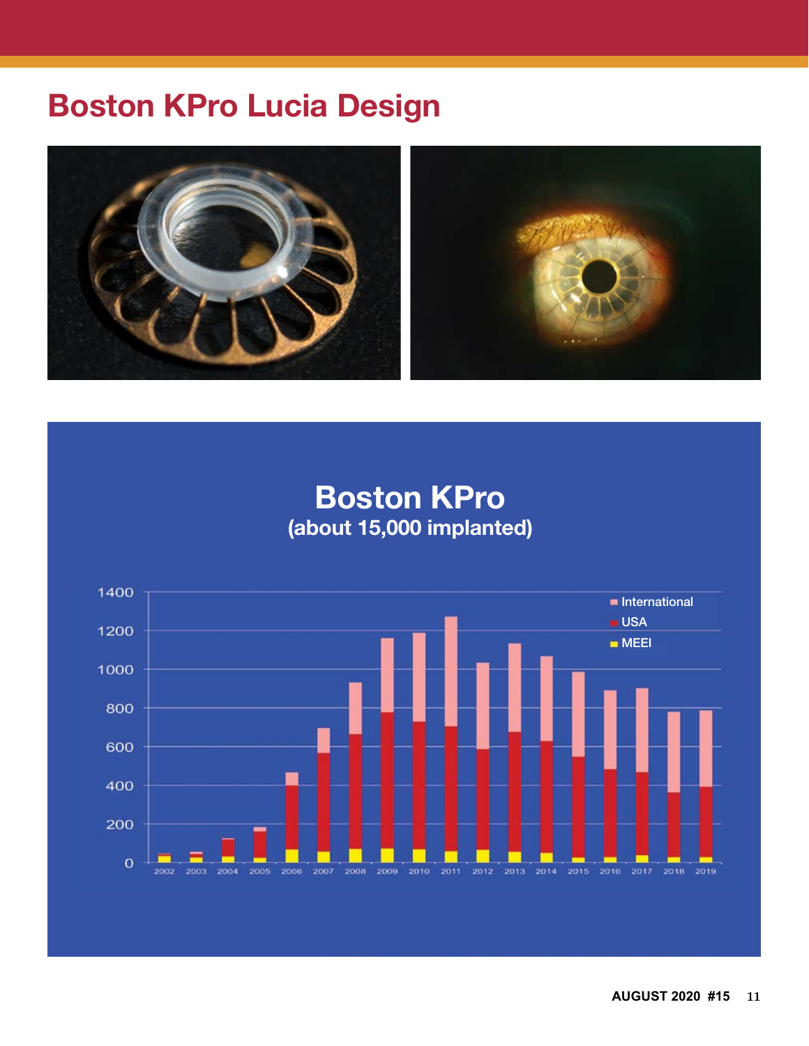# Boston KPro Lucia Design

## Boston KPro
### (about 15,000 implanted)

- International
- USA
- MEEI

1400, 1200, 1000, 800, 600, 400, 200, 0

2002, 2003, 2004, 2005, 2006, 2007, 2008, 2009, 2010, 2011, 2012, 2013, 2014, 2015, 2016, 2017, 2018, 2019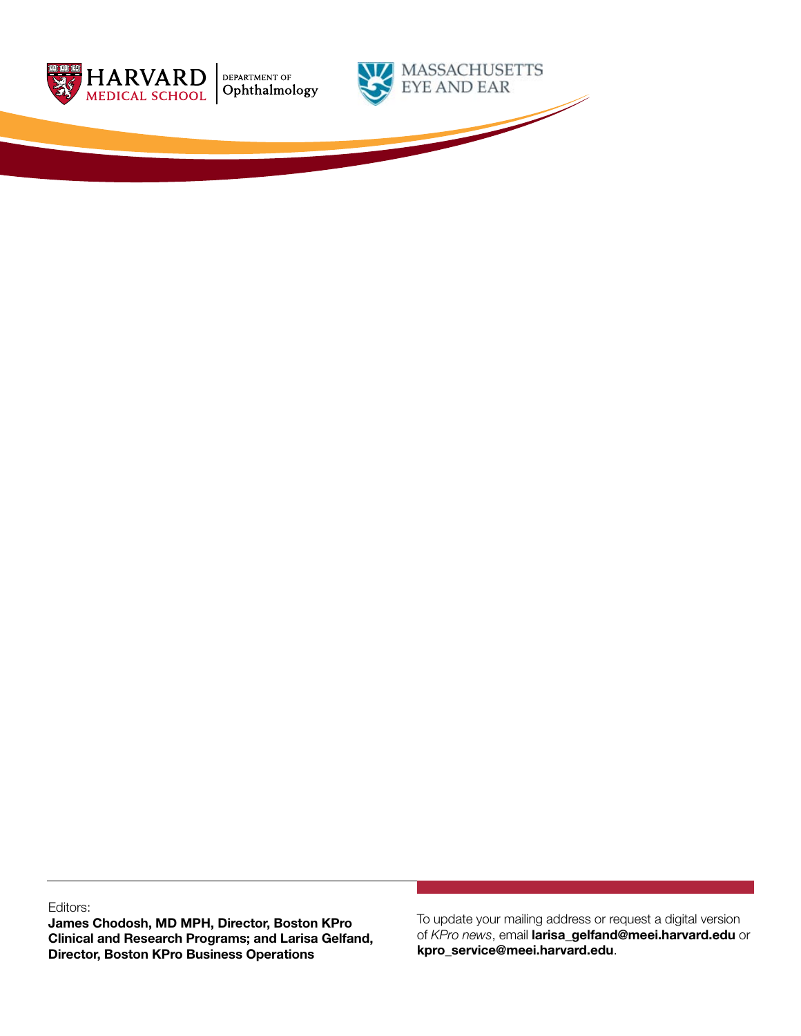HARVARD MEDICAL SCHOOL | DEPARTMENT OF Ophthalmology

MASSACHUSETTS EYE AND EAR

Editors:
**James Chodosh, MD MPH, Director, Boston KPro Clinical and Research Programs; and Larisa Gelfand, Director, Boston KPro Business Operations**

To update your mailing address or request a digital version of *KPro news*, email **larisa_gelfand@meei.harvard.edu** or **kpro_service@meei.harvard.edu**.